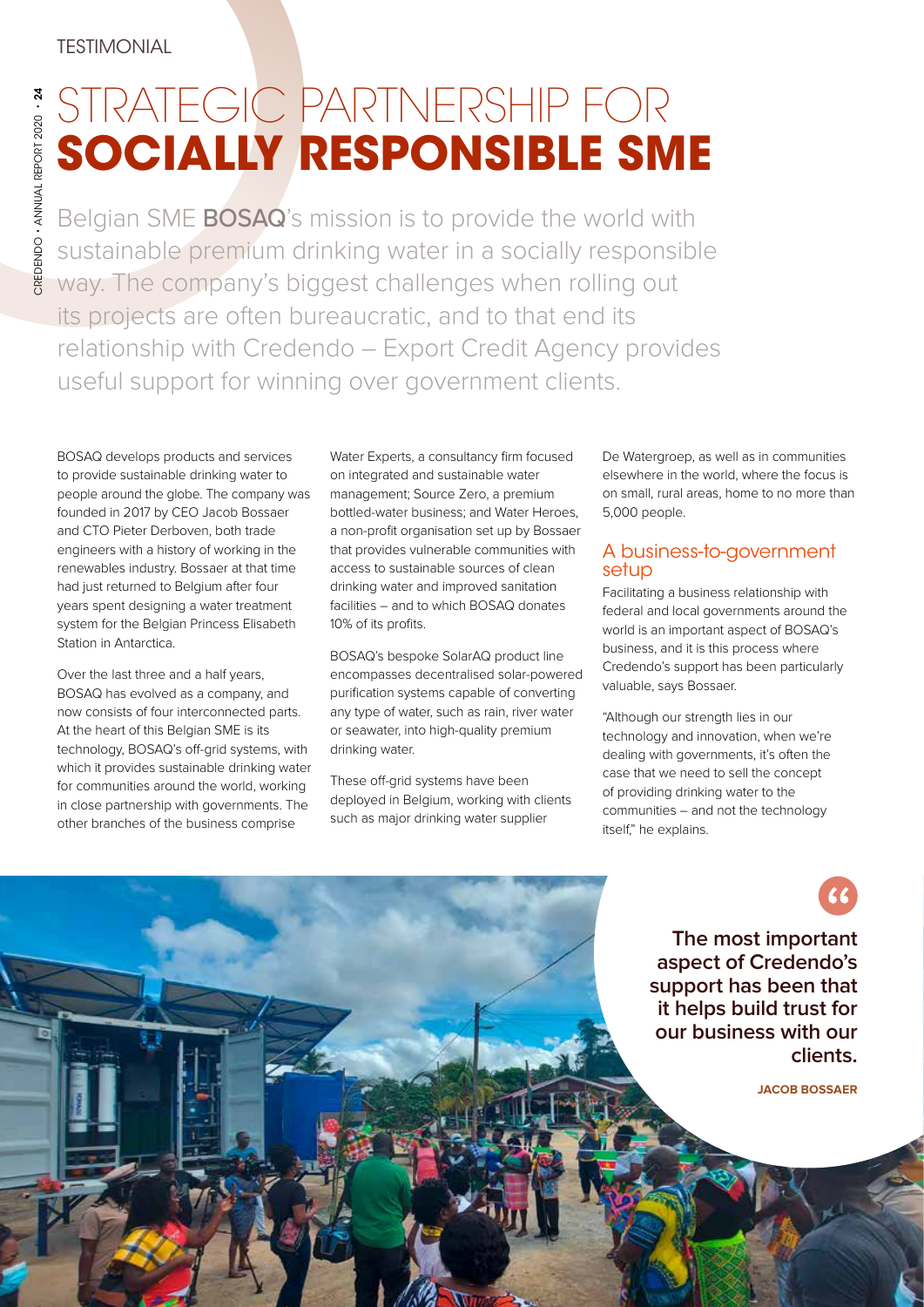TESTIMONIAL

# STRATEGIC PARTNERSHIP FOR **SOCIALLY RESPONSIBLE SME**

Belgian SME **BOSAQ**'s mission is to provide the world with sustainable premium drinking water in a socially responsible way. The company's biggest challenges when rolling out its projects are often bureaucratic, and to that end its relationship with Credendo – Export Credit Agency provides useful support for winning over government clients.

BOSAQ develops products and services to provide sustainable drinking water to people around the globe. The company was founded in 2017 by CEO Jacob Bossaer and CTO Pieter Derboven, both trade engineers with a history of working in the renewables industry. Bossaer at that time had just returned to Belgium after four years spent designing a water treatment system for the Belgian Princess Elisabeth Station in Antarctica.

Over the last three and a half years, BOSAQ has evolved as a company, and now consists of four interconnected parts. At the heart of this Belgian SME is its technology, BOSAQ's off-grid systems, with which it provides sustainable drinking water for communities around the world, working in close partnership with governments. The other branches of the business comprise Water Experts, a consultancy firm focused on integrated and sustainable water management; Source Zero, a premium bottled-water business; and Water Heroes, a non-profit organisation set up by Bossaer that provides vulnerable communities with access to sustainable sources of clean drinking water and improved sanitation facilities – and to which BOSAQ donates 10% of its profits.

BOSAQ's bespoke SolarAQ product line encompasses decentralised solar-powered purification systems capable of converting any type of water, such as rain, river water or seawater, into high-quality premium drinking water.

These off-grid systems have been deployed in Belgium, working with clients such as major drinking water supplier De Watergroep, as well as in communities elsewhere in the world, where the focus is on small, rural areas, home to no more than 5,000 people.

## A business-to-government setup

Facilitating a business relationship with federal and local governments around the world is an important aspect of BOSAQ's business, and it is this process where Credendo's support has been particularly valuable, says Bossaer.

"Although our strength lies in our technology and innovation, when we're dealing with governments, it's often the case that we need to sell the concept of providing drinking water to the communities – and not the technology itself," he explains.

> **The most important aspect of Credendo's support has been that it helps build trust for our business with our clients.**
>
> **JACOB BOSSAER**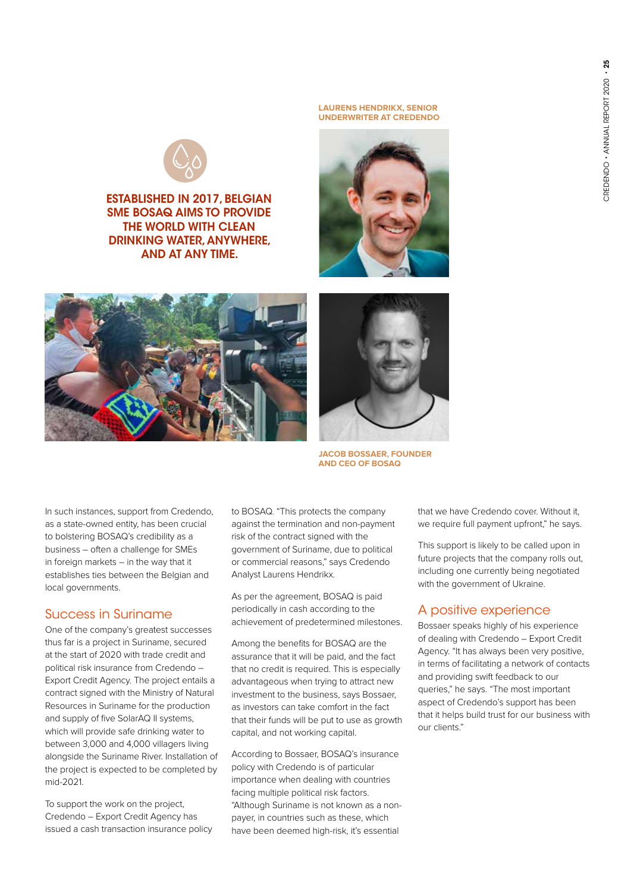**ESTABLISHED IN 2017, BELGIAN SME BOSAQ AIMS TO PROVIDE THE WORLD WITH CLEAN DRINKING WATER, ANYWHERE, AND AT ANY TIME.**

LAURENS HENDRIKX, SENIOR UNDERWRITER AT CREDENDO

JACOB BOSSAER, FOUNDER AND CEO OF BOSAQ

In such instances, support from Credendo, as a state-owned entity, has been crucial to bolstering BOSAQ's credibility as a business – often a challenge for SMEs in foreign markets – in the way that it establishes ties between the Belgian and local governments.

## Success in Suriname

One of the company's greatest successes thus far is a project in Suriname, secured at the start of 2020 with trade credit and political risk insurance from Credendo – Export Credit Agency. The project entails a contract signed with the Ministry of Natural Resources in Suriname for the production and supply of five SolarAQ II systems, which will provide safe drinking water to between 3,000 and 4,000 villagers living alongside the Suriname River. Installation of the project is expected to be completed by mid-2021.

To support the work on the project, Credendo – Export Credit Agency has issued a cash transaction insurance policy to BOSAQ. "This protects the company against the termination and non-payment risk of the contract signed with the government of Suriname, due to political or commercial reasons," says Credendo Analyst Laurens Hendrikx.

As per the agreement, BOSAQ is paid periodically in cash according to the achievement of predetermined milestones.

Among the benefits for BOSAQ are the assurance that it will be paid, and the fact that no credit is required. This is especially advantageous when trying to attract new investment to the business, says Bossaer, as investors can take comfort in the fact that their funds will be put to use as growth capital, and not working capital.

According to Bossaer, BOSAQ's insurance policy with Credendo is of particular importance when dealing with countries facing multiple political risk factors. "Although Suriname is not known as a non-payer, in countries such as these, which have been deemed high-risk, it's essential that we have Credendo cover. Without it, we require full payment upfront," he says.

This support is likely to be called upon in future projects that the company rolls out, including one currently being negotiated with the government of Ukraine.

## A positive experience

Bossaer speaks highly of his experience of dealing with Credendo – Export Credit Agency. "It has always been very positive, in terms of facilitating a network of contacts and providing swift feedback to our queries," he says. "The most important aspect of Credendo's support has been that it helps build trust for our business with our clients."